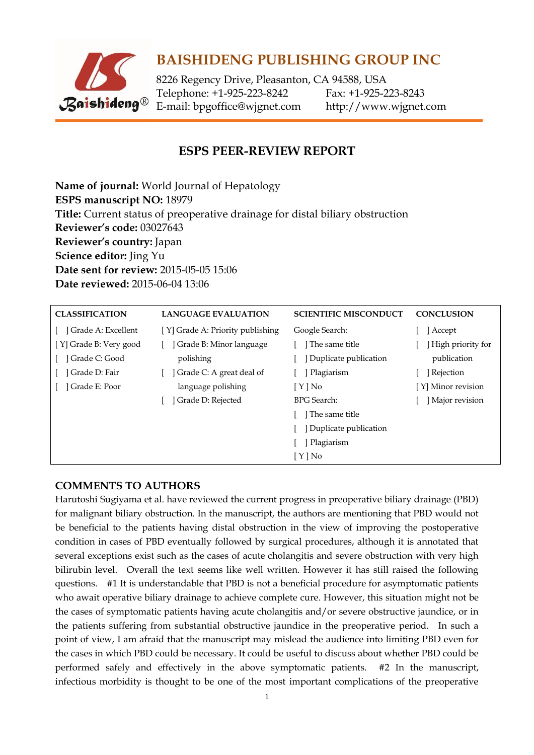# BAISHIDENG PUBLISHING GROUP INC

8226 Regency Drive, Pleasanton, CA 94588, USA
Telephone: +1-925-223-8242 Fax: +1-925-223-8243
E-mail: bpgoffice@wjgnet.com http://www.wjgnet.com

## ESPS PEER-REVIEW REPORT

**Name of journal:** World Journal of Hepatology
**ESPS manuscript NO:** 18979
**Title:** Current status of preoperative drainage for distal biliary obstruction
**Reviewer's code:** 03027643
**Reviewer's country:** Japan
**Science editor:** Jing Yu
**Date sent for review:** 2015-05-05 15:06
**Date reviewed:** 2015-06-04 13:06

| CLASSIFICATION | LANGUAGE EVALUATION | SCIENTIFIC MISCONDUCT | CONCLUSION |
|---|---|---|---|
| [ ] Grade A: Excellent | [ Y] Grade A: Priority publishing | Google Search: | [ ] Accept |
| [ Y] Grade B: Very good | [ ] Grade B: Minor language polishing | [ ] The same title | [ ] High priority for publication |
| [ ] Grade C: Good | [ ] Grade C: A great deal of language polishing | [ ] Duplicate publication | [ ] Rejection |
| [ ] Grade D: Fair | [ ] Grade D: Rejected | [ ] Plagiarism | [ Y] Minor revision |
| [ ] Grade E: Poor | | [ Y ] No | [ ] Major revision |
| | | BPG Search: | |
| | | [ ] The same title | |
| | | [ ] Duplicate publication | |
| | | [ ] Plagiarism | |
| | | [ Y ] No | |

### COMMENTS TO AUTHORS

Harutoshi Sugiyama et al. have reviewed the current progress in preoperative biliary drainage (PBD) for malignant biliary obstruction. In the manuscript, the authors are mentioning that PBD would not be beneficial to the patients having distal obstruction in the view of improving the postoperative condition in cases of PBD eventually followed by surgical procedures, although it is annotated that several exceptions exist such as the cases of acute cholangitis and severe obstruction with very high bilirubin level. Overall the text seems like well written. However it has still raised the following questions. #1 It is understandable that PBD is not a beneficial procedure for asymptomatic patients who await operative biliary drainage to achieve complete cure. However, this situation might not be the cases of symptomatic patients having acute cholangitis and/or severe obstructive jaundice, or in the patients suffering from substantial obstructive jaundice in the preoperative period. In such a point of view, I am afraid that the manuscript may mislead the audience into limiting PBD even for the cases in which PBD could be necessary. It could be useful to discuss about whether PBD could be performed safely and effectively in the above symptomatic patients. #2 In the manuscript, infectious morbidity is thought to be one of the most important complications of the preoperative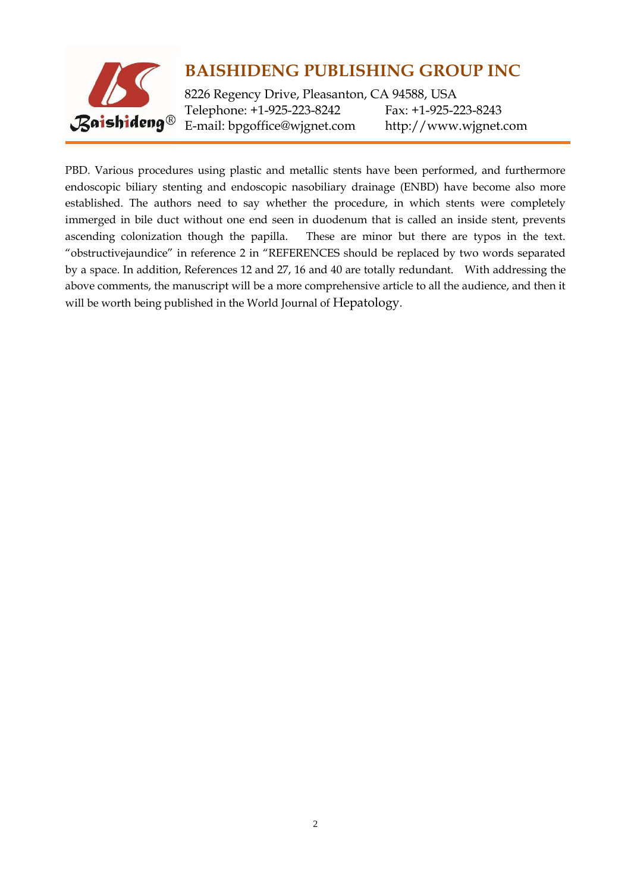PBD. Various procedures using plastic and metallic stents have been performed, and furthermore endoscopic biliary stenting and endoscopic nasobiliary drainage (ENBD) have become also more established. The authors need to say whether the procedure, in which stents were completely immerged in bile duct without one end seen in duodenum that is called an inside stent, prevents ascending colonization though the papilla. These are minor but there are typos in the text. "obstructivejaundice" in reference 2 in "REFERENCES should be replaced by two words separated by a space. In addition, References 12 and 27, 16 and 40 are totally redundant. With addressing the above comments, the manuscript will be a more comprehensive article to all the audience, and then it will be worth being published in the World Journal of Hepatology.